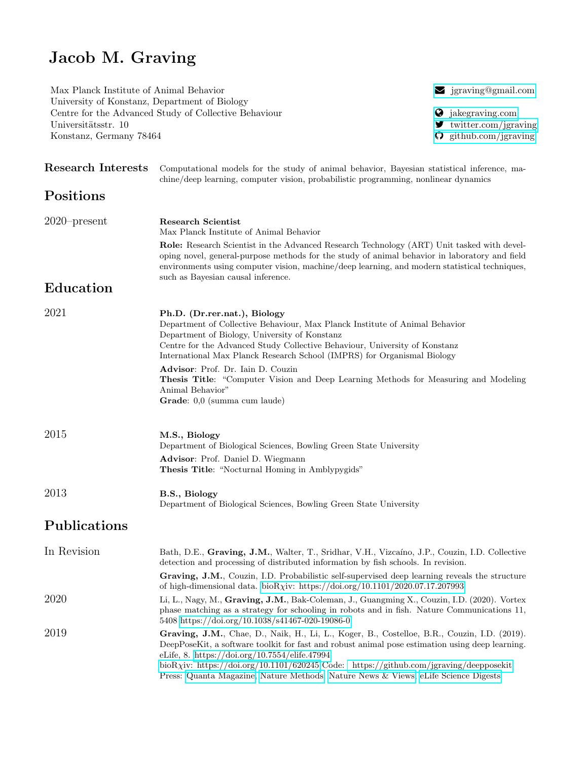# Jacob M. Graving

Max Planck Institute of Animal Behavior
University of Konstanz, Department of Biology
Centre for the Advanced Study of Collective Behaviour
Universitätsstr. 10
Konstanz, Germany 78464

jgraving@gmail.com

jakegraving.com
twitter.com/jgraving
github.com/jgraving

**Research Interests** Computational models for the study of animal behavior, Bayesian statistical inference, machine/deep learning, computer vision, probabilistic programming, nonlinear dynamics

## Positions

2020–present

**Research Scientist**
Max Planck Institute of Animal Behavior

**Role:** Research Scientist in the Advanced Research Technology (ART) Unit tasked with developing novel, general-purpose methods for the study of animal behavior in laboratory and field environments using computer vision, machine/deep learning, and modern statistical techniques, such as Bayesian causal inference.

## Education

2021

**Ph.D. (Dr.rer.nat.), Biology**
Department of Collective Behaviour, Max Planck Institute of Animal Behavior
Department of Biology, University of Konstanz
Centre for the Advanced Study Collective Behaviour, University of Konstanz
International Max Planck Research School (IMPRS) for Organismal Biology

**Advisor**: Prof. Dr. Iain D. Couzin
**Thesis Title**: "Computer Vision and Deep Learning Methods for Measuring and Modeling Animal Behavior"
**Grade**: 0,0 (summa cum laude)

2015

**M.S., Biology**
Department of Biological Sciences, Bowling Green State University

**Advisor**: Prof. Daniel D. Wiegmann
**Thesis Title**: "Nocturnal Homing in Amblypygids"

2013

**B.S., Biology**
Department of Biological Sciences, Bowling Green State University

## Publications

In Revision

Bath, D.E., **Graving, J.M.**, Walter, T., Sridhar, V.H., Vizcaíno, J.P., Couzin, I.D. Collective detection and processing of distributed information by fish schools. In revision.

**Graving, J.M.**, Couzin, I.D. Probabilistic self-supervised deep learning reveals the structure of high-dimensional data. bioRχiv: https://doi.org/10.1101/2020.07.17.207993

2020

Li, L., Nagy, M., **Graving, J.M.**, Bak-Coleman, J., Guangming X., Couzin, I.D. (2020). Vortex phase matching as a strategy for schooling in robots and in fish. Nature Communications 11, 5408 https://doi.org/10.1038/s41467-020-19086-0

2019

**Graving, J.M.**, Chae, D., Naik, H., Li, L., Koger, B., Costelloe, B.R., Couzin, I.D. (2019). DeepPoseKit, a software toolkit for fast and robust animal pose estimation using deep learning. eLife, 8. https://doi.org/10.7554/elife.47994
bioRχiv: https://doi.org/10.1101/620245 Code: https://github.com/jgraving/deepposekit
Press: Quanta Magazine, Nature Methods, Nature News & Views, eLife Science Digests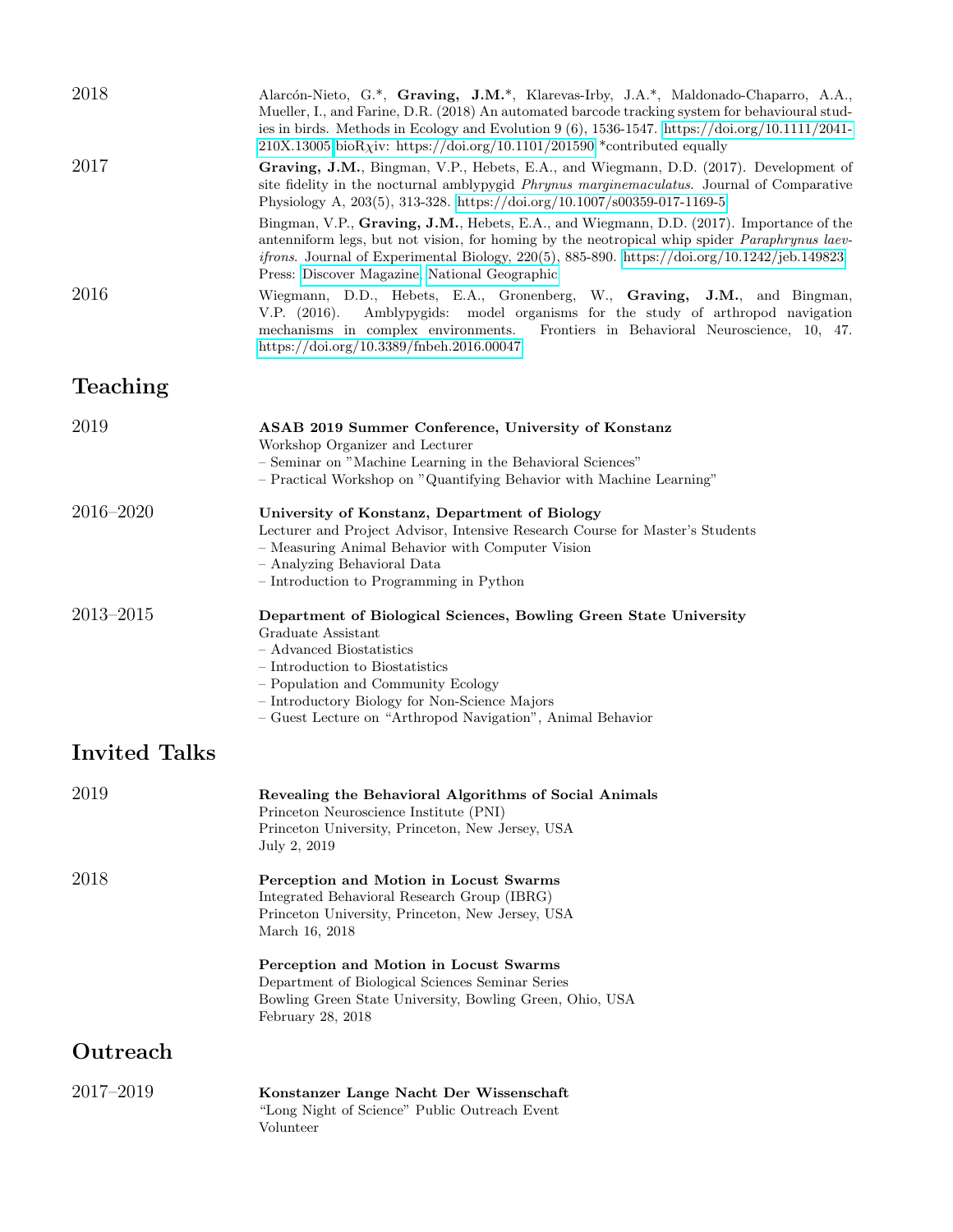2018 Alarcón-Nieto, G.*, **Graving, J.M.***, Klarevas-Irby, J.A.*, Maldonado-Chaparro, A.A., Mueller, I., and Farine, D.R. (2018) An automated barcode tracking system for behavioural studies in birds. Methods in Ecology and Evolution 9 (6), 1536-1547. https://doi.org/10.1111/2041-210X.13005 bioRχiv: https://doi.org/10.1101/201590 *contributed equally

2017 **Graving, J.M.**, Bingman, V.P., Hebets, E.A., and Wiegmann, D.D. (2017). Development of site fidelity in the nocturnal amblypygid *Phrynus marginemaculatus*. Journal of Comparative Physiology A, 203(5), 313-328. https://doi.org/10.1007/s00359-017-1169-5

Bingman, V.P., **Graving, J.M.**, Hebets, E.A., and Wiegmann, D.D. (2017). Importance of the antenniform legs, but not vision, for homing by the neotropical whip spider *Paraphrynus laevifrons*. Journal of Experimental Biology, 220(5), 885-890. https://doi.org/10.1242/jeb.149823
Press: Discover Magazine, National Geographic

2016 Wiegmann, D.D., Hebets, E.A., Gronenberg, W., **Graving, J.M.**, and Bingman, V.P. (2016). Amblypygids: model organisms for the study of arthropod navigation mechanisms in complex environments. Frontiers in Behavioral Neuroscience, 10, 47. https://doi.org/10.3389/fnbeh.2016.00047

## Teaching

2019 **ASAB 2019 Summer Conference, University of Konstanz**
Workshop Organizer and Lecturer
– Seminar on "Machine Learning in the Behavioral Sciences"
– Practical Workshop on "Quantifying Behavior with Machine Learning"

2016–2020 **University of Konstanz, Department of Biology**
Lecturer and Project Advisor, Intensive Research Course for Master's Students
– Measuring Animal Behavior with Computer Vision
– Analyzing Behavioral Data
– Introduction to Programming in Python

2013–2015 **Department of Biological Sciences, Bowling Green State University**
Graduate Assistant
– Advanced Biostatistics
– Introduction to Biostatistics
– Population and Community Ecology
– Introductory Biology for Non-Science Majors
– Guest Lecture on "Arthropod Navigation", Animal Behavior

## Invited Talks

2019 **Revealing the Behavioral Algorithms of Social Animals**
Princeton Neuroscience Institute (PNI)
Princeton University, Princeton, New Jersey, USA
July 2, 2019

2018 **Perception and Motion in Locust Swarms**
Integrated Behavioral Research Group (IBRG)
Princeton University, Princeton, New Jersey, USA
March 16, 2018

**Perception and Motion in Locust Swarms**
Department of Biological Sciences Seminar Series
Bowling Green State University, Bowling Green, Ohio, USA
February 28, 2018

## Outreach

2017–2019 **Konstanzer Lange Nacht Der Wissenschaft**
"Long Night of Science" Public Outreach Event
Volunteer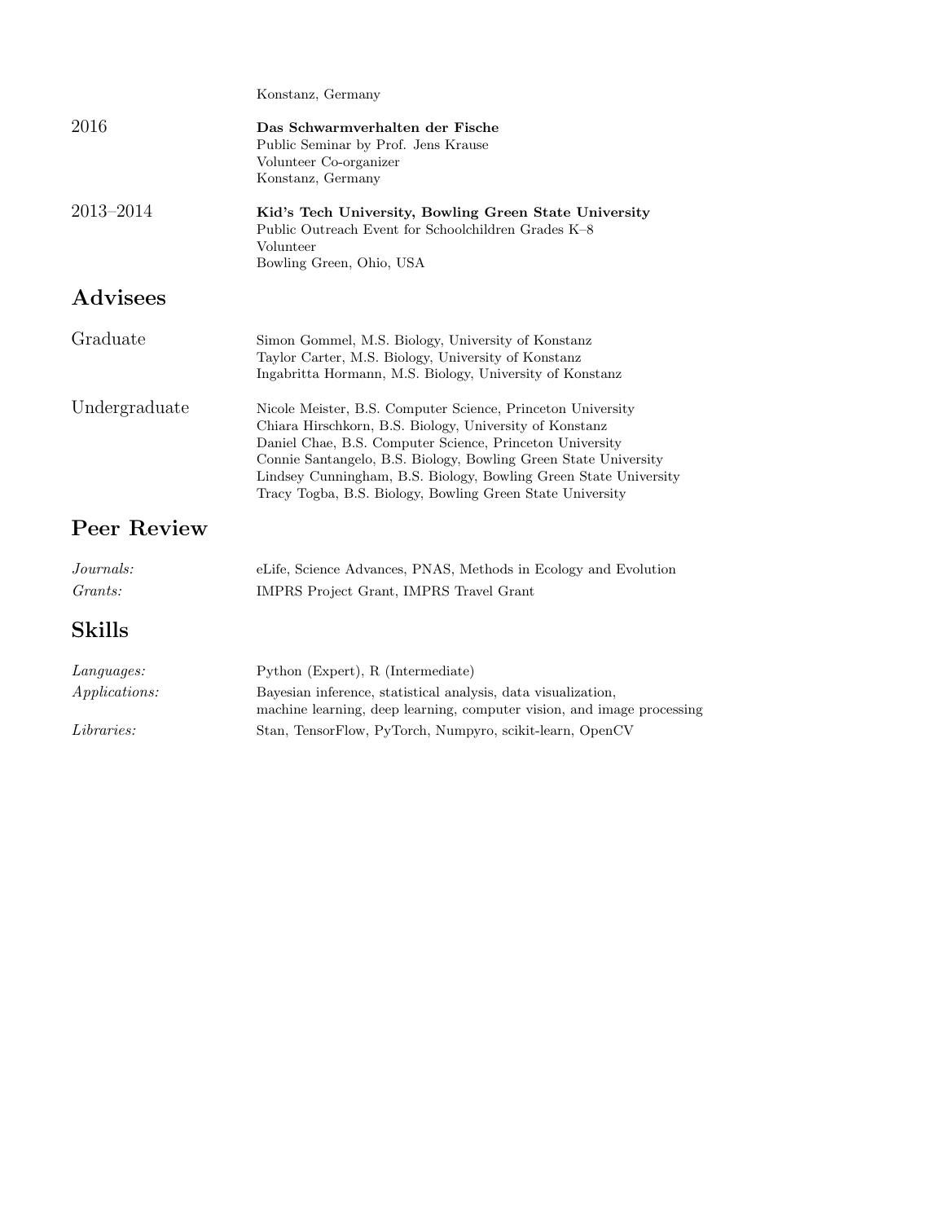Konstanz, Germany

2016

**Das Schwarmverhalten der Fische**
Public Seminar by Prof. Jens Krause
Volunteer Co-organizer
Konstanz, Germany

2013–2014

**Kid's Tech University, Bowling Green State University**
Public Outreach Event for Schoolchildren Grades K–8
Volunteer
Bowling Green, Ohio, USA

## Advisees

Graduate

Simon Gommel, M.S. Biology, University of Konstanz
Taylor Carter, M.S. Biology, University of Konstanz
Ingabritta Hormann, M.S. Biology, University of Konstanz

Undergraduate

Nicole Meister, B.S. Computer Science, Princeton University
Chiara Hirschkorn, B.S. Biology, University of Konstanz
Daniel Chae, B.S. Computer Science, Princeton University
Connie Santangelo, B.S. Biology, Bowling Green State University
Lindsey Cunningham, B.S. Biology, Bowling Green State University
Tracy Togba, B.S. Biology, Bowling Green State University

## Peer Review

*Journals:* eLife, Science Advances, PNAS, Methods in Ecology and Evolution
*Grants:* IMPRS Project Grant, IMPRS Travel Grant

## Skills

*Languages:* Python (Expert), R (Intermediate)
*Applications:* Bayesian inference, statistical analysis, data visualization, machine learning, deep learning, computer vision, and image processing
*Libraries:* Stan, TensorFlow, PyTorch, Numpyro, scikit-learn, OpenCV